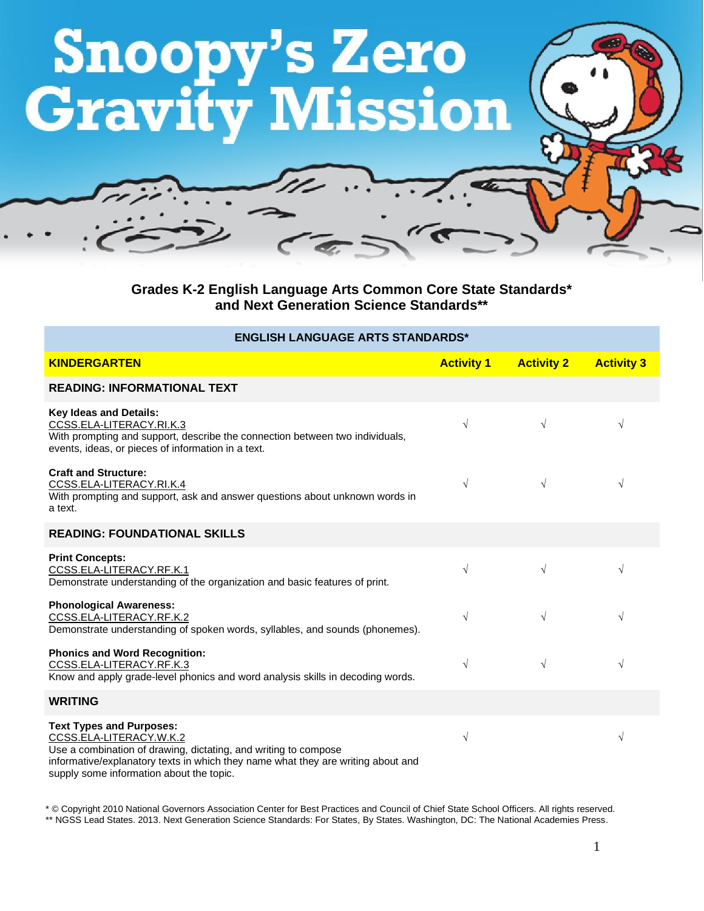# Snoopy's Zero Gravity Mission

**Grades K-2 English Language Arts Common Core State Standards* and Next Generation Science Standards****

| ENGLISH LANGUAGE ARTS STANDARDS* | | | |
|---|---|---|---|
| **KINDERGARTEN** | **Activity 1** | **Activity 2** | **Activity 3** |
| **READING: INFORMATIONAL TEXT** | | | |
| **Key Ideas and Details:** CCSS.ELA-LITERACY.RI.K.3 With prompting and support, describe the connection between two individuals, events, ideas, or pieces of information in a text. | √ | √ | √ |
| **Craft and Structure:** CCSS.ELA-LITERACY.RI.K.4 With prompting and support, ask and answer questions about unknown words in a text. | √ | √ | √ |
| **READING: FOUNDATIONAL SKILLS** | | | |
| **Print Concepts:** CCSS.ELA-LITERACY.RF.K.1 Demonstrate understanding of the organization and basic features of print. | √ | √ | √ |
| **Phonological Awareness:** CCSS.ELA-LITERACY.RF.K.2 Demonstrate understanding of spoken words, syllables, and sounds (phonemes). | √ | √ | √ |
| **Phonics and Word Recognition:** CCSS.ELA-LITERACY.RF.K.3 Know and apply grade-level phonics and word analysis skills in decoding words. | √ | √ | √ |
| **WRITING** | | | |
| **Text Types and Purposes:** CCSS.ELA-LITERACY.W.K.2 Use a combination of drawing, dictating, and writing to compose informative/explanatory texts in which they name what they are writing about and supply some information about the topic. | √ | | √ |

* © Copyright 2010 National Governors Association Center for Best Practices and Council of Chief State School Officers. All rights reserved.
** NGSS Lead States. 2013. Next Generation Science Standards: For States, By States. Washington, DC: The National Academies Press.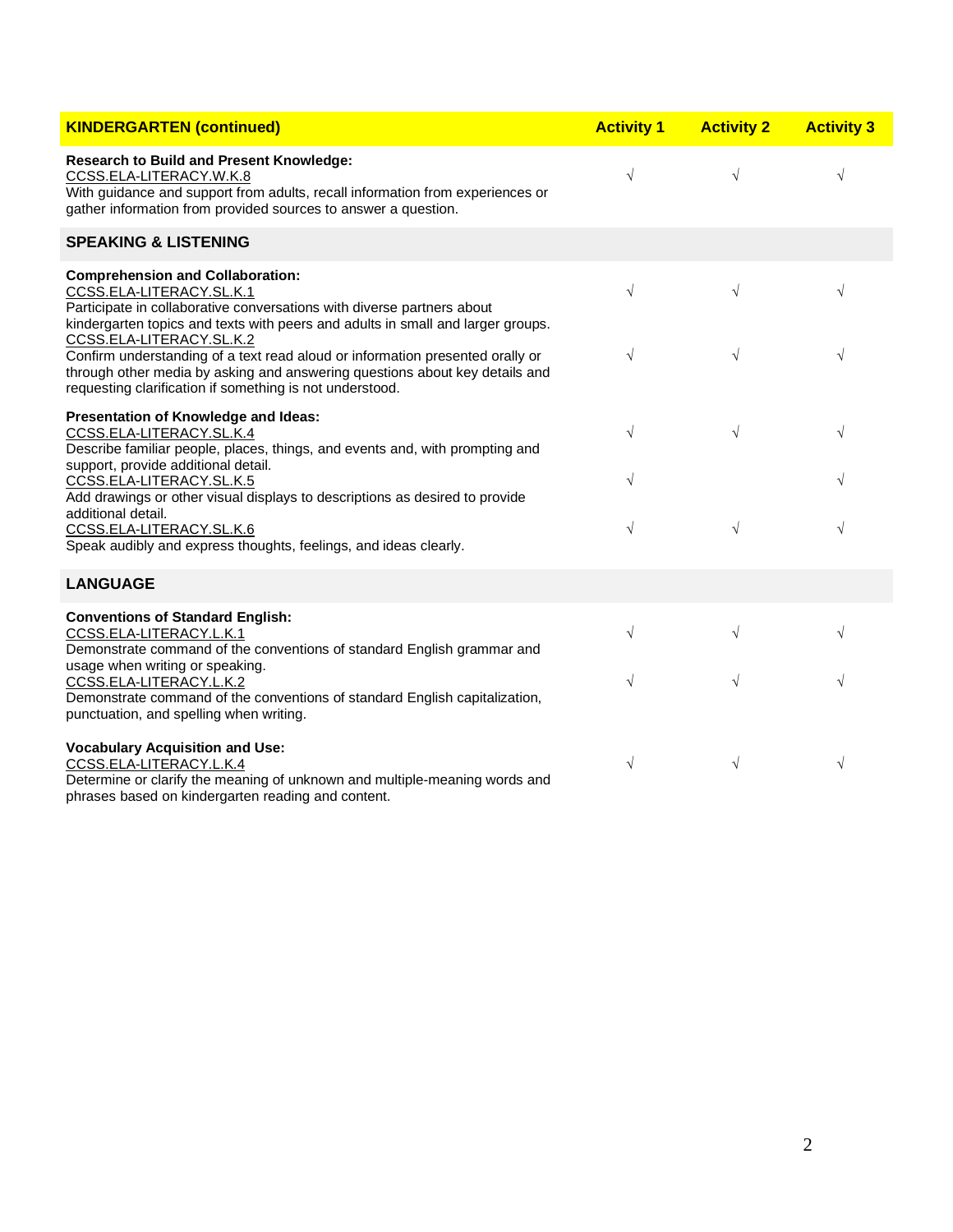| KINDERGARTEN (continued) | Activity 1 | Activity 2 | Activity 3 |
|---|---|---|---|
| **Research to Build and Present Knowledge:**<br>CCSS.ELA-LITERACY.W.K.8<br>With guidance and support from adults, recall information from experiences or gather information from provided sources to answer a question. | √ | √ | √ |
| **SPEAKING & LISTENING** | | | |
| **Comprehension and Collaboration:**<br>CCSS.ELA-LITERACY.SL.K.1<br>Participate in collaborative conversations with diverse partners about kindergarten topics and texts with peers and adults in small and larger groups. | √ | √ | √ |
| CCSS.ELA-LITERACY.SL.K.2<br>Confirm understanding of a text read aloud or information presented orally or through other media by asking and answering questions about key details and requesting clarification if something is not understood. | √ | √ | √ |
| **Presentation of Knowledge and Ideas:**<br>CCSS.ELA-LITERACY.SL.K.4<br>Describe familiar people, places, things, and events and, with prompting and support, provide additional detail. | √ | √ | √ |
| CCSS.ELA-LITERACY.SL.K.5<br>Add drawings or other visual displays to descriptions as desired to provide additional detail. | √ | | √ |
| CCSS.ELA-LITERACY.SL.K.6<br>Speak audibly and express thoughts, feelings, and ideas clearly. | √ | √ | √ |
| **LANGUAGE** | | | |
| **Conventions of Standard English:**<br>CCSS.ELA-LITERACY.L.K.1<br>Demonstrate command of the conventions of standard English grammar and usage when writing or speaking. | √ | √ | √ |
| CCSS.ELA-LITERACY.L.K.2<br>Demonstrate command of the conventions of standard English capitalization, punctuation, and spelling when writing. | √ | √ | √ |
| **Vocabulary Acquisition and Use:**<br>CCSS.ELA-LITERACY.L.K.4<br>Determine or clarify the meaning of unknown and multiple-meaning words and phrases based on kindergarten reading and content. | √ | √ | √ |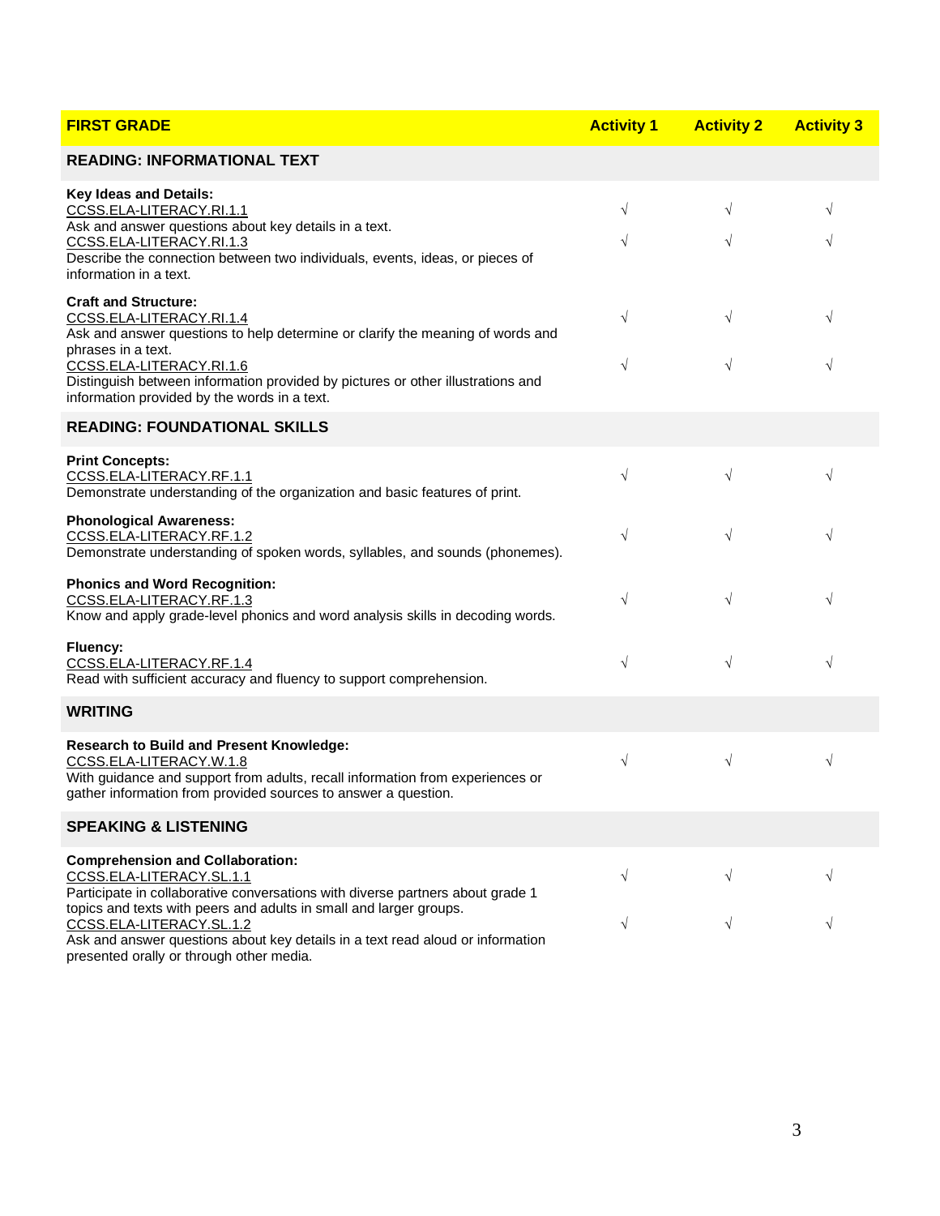| FIRST GRADE | Activity 1 | Activity 2 | Activity 3 |
|---|---|---|---|
| **READING: INFORMATIONAL TEXT** | | | |
| **Key Ideas and Details:** | | | |
| CCSS.ELA-LITERACY.RI.1.1<br>Ask and answer questions about key details in a text. | √ | √ | √ |
| CCSS.ELA-LITERACY.RI.1.3<br>Describe the connection between two individuals, events, ideas, or pieces of information in a text. | √ | √ | √ |
| **Craft and Structure:** | | | |
| CCSS.ELA-LITERACY.RI.1.4<br>Ask and answer questions to help determine or clarify the meaning of words and phrases in a text. | √ | √ | √ |
| CCSS.ELA-LITERACY.RI.1.6<br>Distinguish between information provided by pictures or other illustrations and information provided by the words in a text. | √ | √ | √ |
| **READING: FOUNDATIONAL SKILLS** | | | |
| **Print Concepts:**<br>CCSS.ELA-LITERACY.RF.1.1<br>Demonstrate understanding of the organization and basic features of print. | √ | √ | √ |
| **Phonological Awareness:**<br>CCSS.ELA-LITERACY.RF.1.2<br>Demonstrate understanding of spoken words, syllables, and sounds (phonemes). | √ | √ | √ |
| **Phonics and Word Recognition:**<br>CCSS.ELA-LITERACY.RF.1.3<br>Know and apply grade-level phonics and word analysis skills in decoding words. | √ | √ | √ |
| **Fluency:**<br>CCSS.ELA-LITERACY.RF.1.4<br>Read with sufficient accuracy and fluency to support comprehension. | √ | √ | √ |
| **WRITING** | | | |
| **Research to Build and Present Knowledge:**<br>CCSS.ELA-LITERACY.W.1.8<br>With guidance and support from adults, recall information from experiences or gather information from provided sources to answer a question. | √ | √ | √ |
| **SPEAKING & LISTENING** | | | |
| **Comprehension and Collaboration:** | | | |
| CCSS.ELA-LITERACY.SL.1.1<br>Participate in collaborative conversations with diverse partners about grade 1 topics and texts with peers and adults in small and larger groups. | √ | √ | √ |
| CCSS.ELA-LITERACY.SL.1.2<br>Ask and answer questions about key details in a text read aloud or information presented orally or through other media. | √ | √ | √ |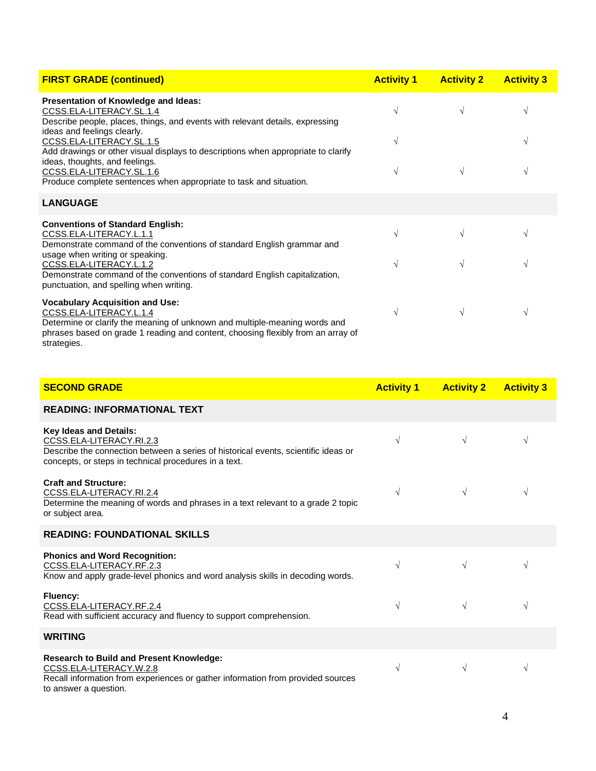| FIRST GRADE (continued) | Activity 1 | Activity 2 | Activity 3 |
|---|---|---|---|
| **Presentation of Knowledge and Ideas:** | | | |
| CCSS.ELA-LITERACY.SL.1.4<br>Describe people, places, things, and events with relevant details, expressing ideas and feelings clearly. | √ | √ | √ |
| CCSS.ELA-LITERACY.SL.1.5<br>Add drawings or other visual displays to descriptions when appropriate to clarify ideas, thoughts, and feelings. | √ | | √ |
| CCSS.ELA-LITERACY.SL.1.6<br>Produce complete sentences when appropriate to task and situation. | √ | √ | √ |
| **LANGUAGE** | | | |
| **Conventions of Standard English:** | | | |
| CCSS.ELA-LITERACY.L.1.1<br>Demonstrate command of the conventions of standard English grammar and usage when writing or speaking. | √ | √ | √ |
| CCSS.ELA-LITERACY.L.1.2<br>Demonstrate command of the conventions of standard English capitalization, punctuation, and spelling when writing. | √ | √ | √ |
| **Vocabulary Acquisition and Use:** | | | |
| CCSS.ELA-LITERACY.L.1.4<br>Determine or clarify the meaning of unknown and multiple-meaning words and phrases based on grade 1 reading and content, choosing flexibly from an array of strategies. | √ | √ | √ |

| SECOND GRADE | Activity 1 | Activity 2 | Activity 3 |
|---|---|---|---|
| **READING: INFORMATIONAL TEXT** | | | |
| **Key Ideas and Details:**<br>CCSS.ELA-LITERACY.RI.2.3<br>Describe the connection between a series of historical events, scientific ideas or concepts, or steps in technical procedures in a text. | √ | √ | √ |
| **Craft and Structure:**<br>CCSS.ELA-LITERACY.RI.2.4<br>Determine the meaning of words and phrases in a text relevant to a grade 2 topic or subject area. | √ | √ | √ |
| **READING: FOUNDATIONAL SKILLS** | | | |
| **Phonics and Word Recognition:**<br>CCSS.ELA-LITERACY.RF.2.3<br>Know and apply grade-level phonics and word analysis skills in decoding words. | √ | √ | √ |
| **Fluency:**<br>CCSS.ELA-LITERACY.RF.2.4<br>Read with sufficient accuracy and fluency to support comprehension. | √ | √ | √ |
| **WRITING** | | | |
| **Research to Build and Present Knowledge:**<br>CCSS.ELA-LITERACY.W.2.8<br>Recall information from experiences or gather information from provided sources to answer a question. | √ | √ | √ |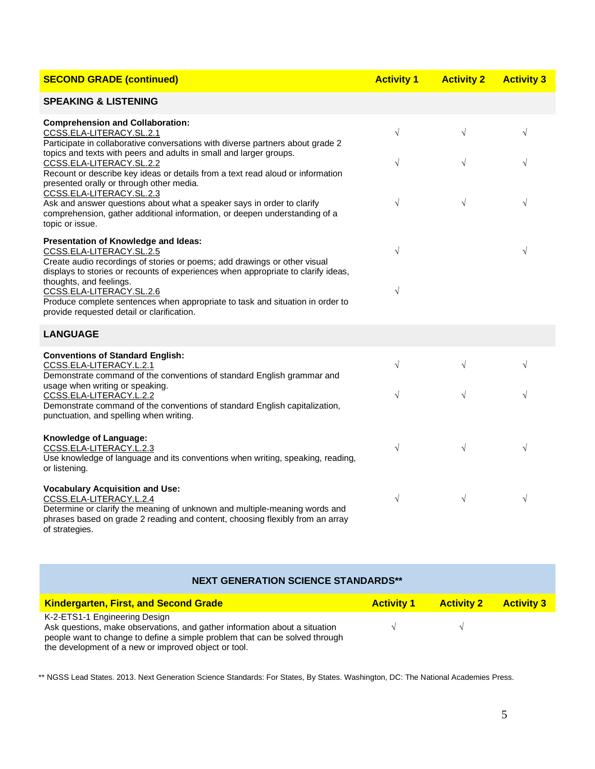| SECOND GRADE (continued) | Activity 1 | Activity 2 | Activity 3 |
|---|---|---|---|
| **SPEAKING & LISTENING** | | | |
| **Comprehension and Collaboration:** | | | |
| CCSS.ELA-LITERACY.SL.2.1 Participate in collaborative conversations with diverse partners about grade 2 topics and texts with peers and adults in small and larger groups. | √ | √ | √ |
| CCSS.ELA-LITERACY.SL.2.2 Recount or describe key ideas or details from a text read aloud or information presented orally or through other media. | √ | √ | √ |
| CCSS.ELA-LITERACY.SL.2.3 Ask and answer questions about what a speaker says in order to clarify comprehension, gather additional information, or deepen understanding of a topic or issue. | √ | √ | √ |
| **Presentation of Knowledge and Ideas:** | | | |
| CCSS.ELA-LITERACY.SL.2.5 Create audio recordings of stories or poems; add drawings or other visual displays to stories or recounts of experiences when appropriate to clarify ideas, thoughts, and feelings. | √ | | √ |
| CCSS.ELA-LITERACY.SL.2.6 Produce complete sentences when appropriate to task and situation in order to provide requested detail or clarification. | √ | | |
| **LANGUAGE** | | | |
| **Conventions of Standard English:** | | | |
| CCSS.ELA-LITERACY.L.2.1 Demonstrate command of the conventions of standard English grammar and usage when writing or speaking. | √ | √ | √ |
| CCSS.ELA-LITERACY.L.2.2 Demonstrate command of the conventions of standard English capitalization, punctuation, and spelling when writing. | √ | √ | √ |
| **Knowledge of Language:** | | | |
| CCSS.ELA-LITERACY.L.2.3 Use knowledge of language and its conventions when writing, speaking, reading, or listening. | √ | √ | √ |
| **Vocabulary Acquisition and Use:** | | | |
| CCSS.ELA-LITERACY.L.2.4 Determine or clarify the meaning of unknown and multiple-meaning words and phrases based on grade 2 reading and content, choosing flexibly from an array of strategies. | √ | √ | √ |

**NEXT GENERATION SCIENCE STANDARDS\*\***

| Kindergarten, First, and Second Grade | Activity 1 | Activity 2 | Activity 3 |
|---|---|---|---|
| K-2-ETS1-1 Engineering Design<br>Ask questions, make observations, and gather information about a situation people want to change to define a simple problem that can be solved through the development of a new or improved object or tool. | √ | √ | |

\*\* NGSS Lead States. 2013. Next Generation Science Standards: For States, By States. Washington, DC: The National Academies Press.